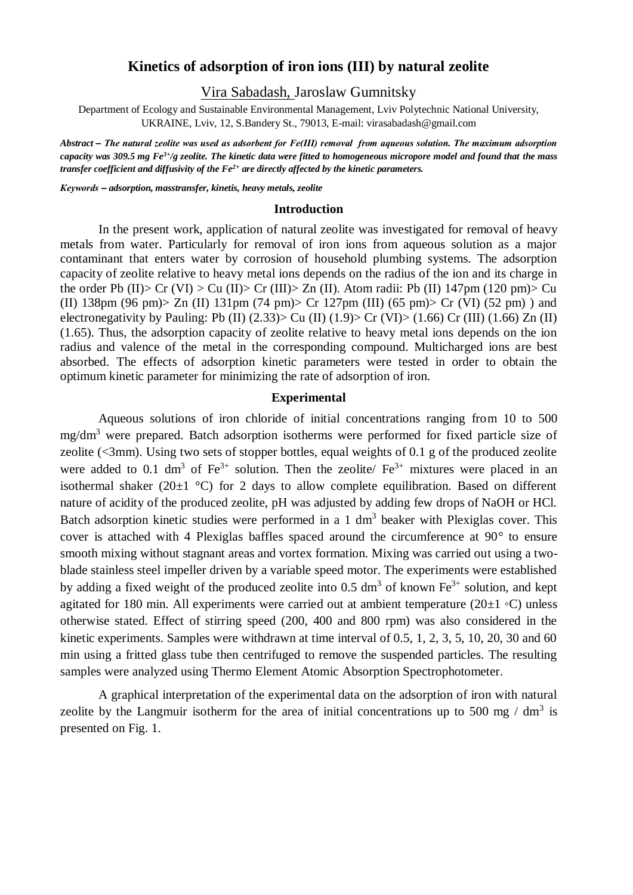# Kinetics of adsorption of iron ions (III) by natural zeolite

Vira Sabadash, Jaroslaw Gumnitsky

Department of Ecology and Sustainable Environmental Management, Lviv Polytechnic National University, UKRAINE, Lviv, 12, S.Bandery St., 79013, E-mail: virasabadash@gmail.com

***Abstract* – The natural zeolite was used as adsorbent for Fe(III) removal from aqueous solution. The maximum adsorption capacity was 309.5 mg $Fe^{3+}$/g zeolite. The kinetic data were fitted to homogeneous micropore model and found that the mass transfer coefficient and diffusivity of the $Fe^{2+}$ are directly affected by the kinetic parameters.**

***Keywords* – adsorption, masstransfer, kinetis, heavy metals, zeolite**

## Introduction

In the present work, application of natural zeolite was investigated for removal of heavy metals from water. Particularly for removal of iron ions from aqueous solution as a major contaminant that enters water by corrosion of household plumbing systems. The adsorption capacity of zeolite relative to heavy metal ions depends on the radius of the ion and its charge in the order Pb (II)> Cr (VI) > Cu (II)> Cr (III)> Zn (II). Atom radii: Pb (II) 147pm (120 pm)> Cu (II) 138pm (96 pm)> Zn (II) 131pm (74 pm)> Cr 127pm (III) (65 pm)> Cr (VI) (52 pm) ) and electronegativity by Pauling: Pb (II) (2.33)> Cu (II) (1.9)> Cr (VI)> (1.66) Cr (III) (1.66) Zn (II) (1.65). Thus, the adsorption capacity of zeolite relative to heavy metal ions depends on the ion radius and valence of the metal in the corresponding compound. Multicharged ions are best absorbed. The effects of adsorption kinetic parameters were tested in order to obtain the optimum kinetic parameter for minimizing the rate of adsorption of iron.

## Experimental

Aqueous solutions of iron chloride of initial concentrations ranging from 10 to 500 mg/$dm^3$ were prepared. Batch adsorption isotherms were performed for fixed particle size of zeolite (<3mm). Using two sets of stopper bottles, equal weights of 0.1 g of the produced zeolite were added to 0.1 $dm^3$ of $Fe^{3+}$ solution. Then the zeolite/ $Fe^{3+}$ mixtures were placed in an isothermal shaker (20±1 °C) for 2 days to allow complete equilibration. Based on different nature of acidity of the produced zeolite, pH was adjusted by adding few drops of NaOH or HCl. Batch adsorption kinetic studies were performed in a 1 $dm^3$ beaker with Plexiglas cover. This cover is attached with 4 Plexiglas baffles spaced around the circumference at 90° to ensure smooth mixing without stagnant areas and vortex formation. Mixing was carried out using a two-blade stainless steel impeller driven by a variable speed motor. The experiments were established by adding a fixed weight of the produced zeolite into 0.5 $dm^3$ of known $Fe^{3+}$ solution, and kept agitated for 180 min. All experiments were carried out at ambient temperature (20±1 ◦C) unless otherwise stated. Effect of stirring speed (200, 400 and 800 rpm) was also considered in the kinetic experiments. Samples were withdrawn at time interval of 0.5, 1, 2, 3, 5, 10, 20, 30 and 60 min using a fritted glass tube then centrifuged to remove the suspended particles. The resulting samples were analyzed using Thermo Element Atomic Absorption Spectrophotometer.

A graphical interpretation of the experimental data on the adsorption of iron with natural zeolite by the Langmuir isotherm for the area of initial concentrations up to 500 mg / $dm^3$ is presented on Fig. 1.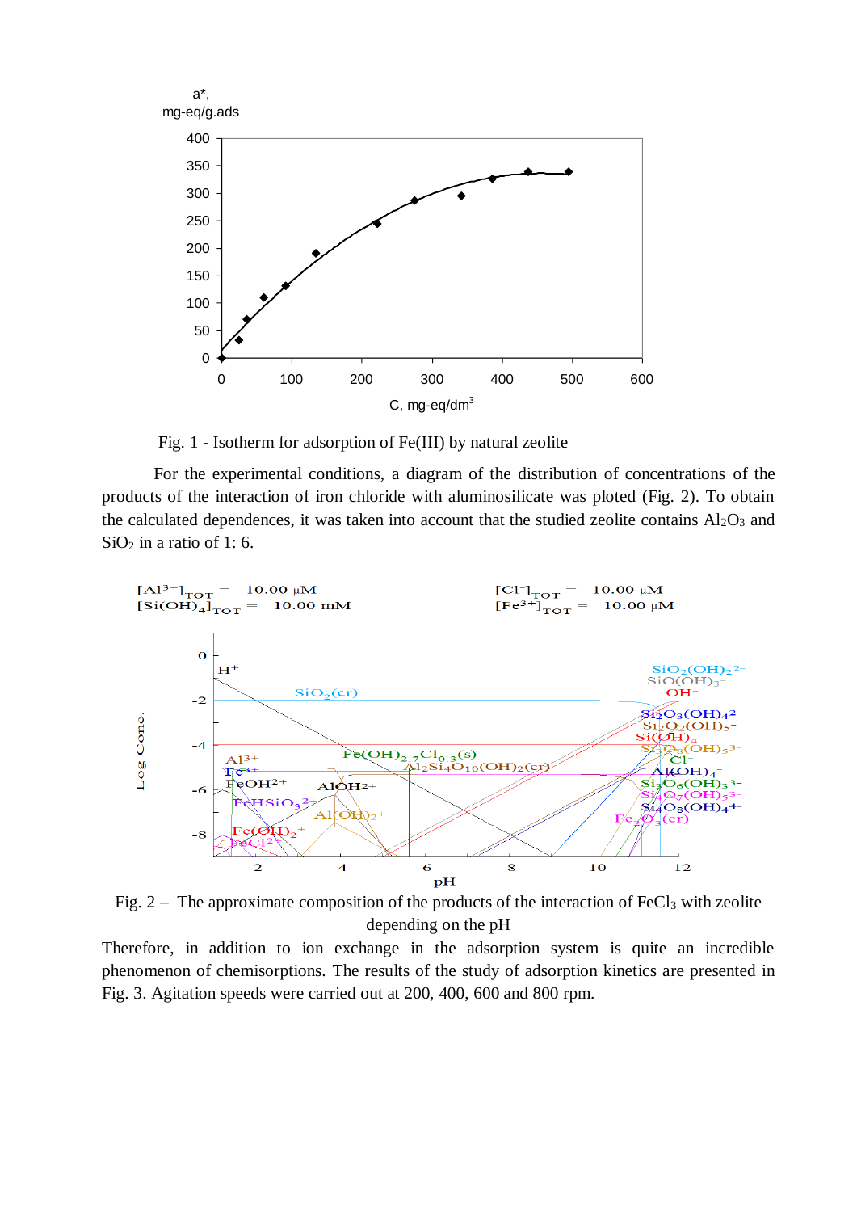Fig. 1 - Isotherm for adsorption of Fe(III) by natural zeolite

For the experimental conditions, a diagram of the distribution of concentrations of the products of the interaction of iron chloride with aluminosilicate was ploted (Fig. 2). To obtain the calculated dependences, it was taken into account that the studied zeolite contains $Al_2O_3$ and $SiO_2$ in a ratio of 1: 6.

Fig. 2 – The approximate composition of the products of the interaction of $FeCl_3$ with zeolite depending on the pH

Therefore, in addition to ion exchange in the adsorption system is quite an incredible phenomenon of chemisorptions. The results of the study of adsorption kinetics are presented in Fig. 3. Agitation speeds were carried out at 200, 400, 600 and 800 rpm.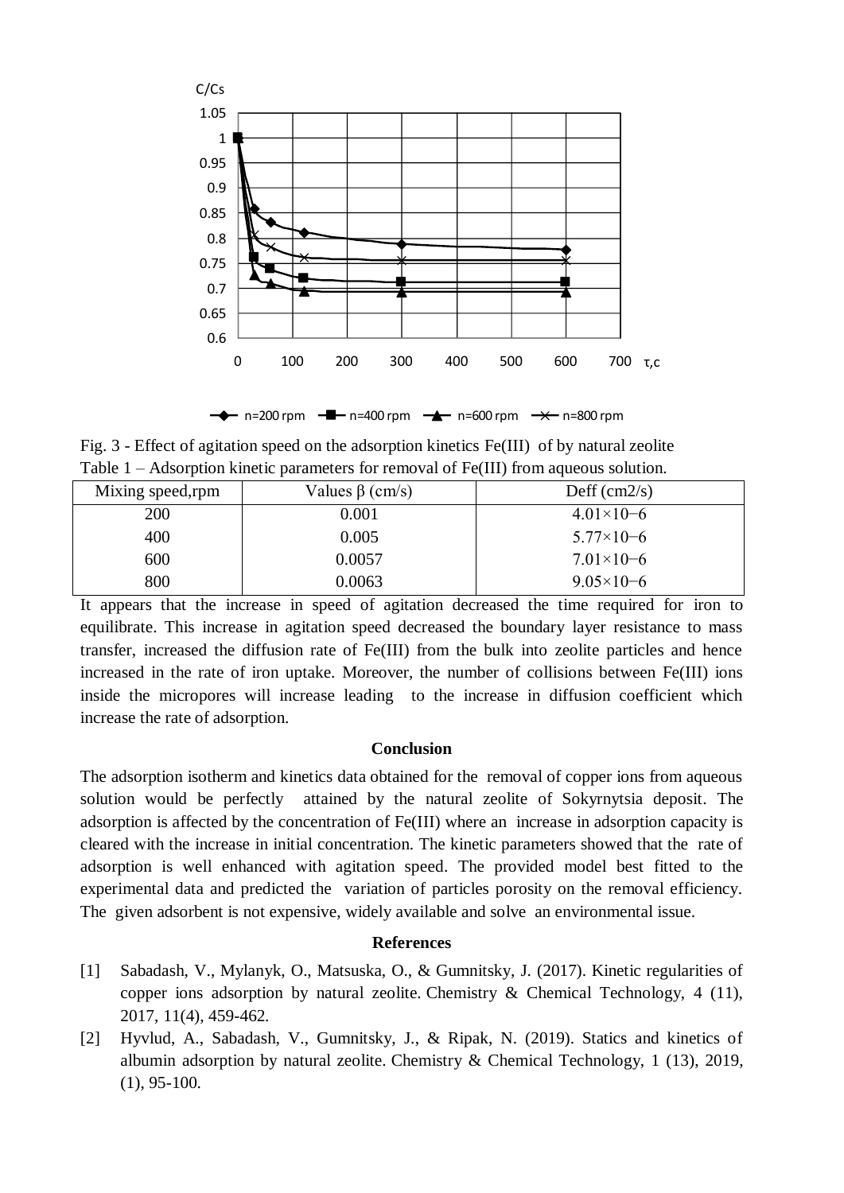C/Cs

1.05
1
0.95
0.9
0.85
0.8
0.75
0.7
0.65
0.6

0 100 200 300 400 500 600 700 τ,c

n=200 rpm n=400 rpm n=600 rpm n=800 rpm

Fig. 3 - Effect of agitation speed on the adsorption kinetics Fe(III) of by natural zeolite

Table 1 – Adsorption kinetic parameters for removal of Fe(III) from aqueous solution.

| Mixing speed,rpm | Values β (cm/s) | Deff (cm2/s) |
|---|---|---|
| 200 | 0.001 | $4.01\times10^{-6}$ |
| 400 | 0.005 | $5.77\times10^{-6}$ |
| 600 | 0.0057 | $7.01\times10^{-6}$ |
| 800 | 0.0063 | $9.05\times10^{-6}$ |

It appears that the increase in speed of agitation decreased the time required for iron to equilibrate. This increase in agitation speed decreased the boundary layer resistance to mass transfer, increased the diffusion rate of Fe(III) from the bulk into zeolite particles and hence increased in the rate of iron uptake. Moreover, the number of collisions between Fe(III) ions inside the micropores will increase leading to the increase in diffusion coefficient which increase the rate of adsorption.

## Conclusion

The adsorption isotherm and kinetics data obtained for the removal of copper ions from aqueous solution would be perfectly attained by the natural zeolite of Sokyrnytsia deposit. The adsorption is affected by the concentration of Fe(III) where an increase in adsorption capacity is cleared with the increase in initial concentration. The kinetic parameters showed that the rate of adsorption is well enhanced with agitation speed. The provided model best fitted to the experimental data and predicted the variation of particles porosity on the removal efficiency. The given adsorbent is not expensive, widely available and solve an environmental issue.

## References

[1] Sabadash, V., Mylanyk, O., Matsuska, O., & Gumnitsky, J. (2017). Kinetic regularities of copper ions adsorption by natural zeolite. Chemistry & Chemical Technology, 4 (11), 2017, 11(4), 459-462.

[2] Hyvlud, A., Sabadash, V., Gumnitsky, J., & Ripak, N. (2019). Statics and kinetics of albumin adsorption by natural zeolite. Chemistry & Chemical Technology, 1 (13), 2019, (1), 95-100.